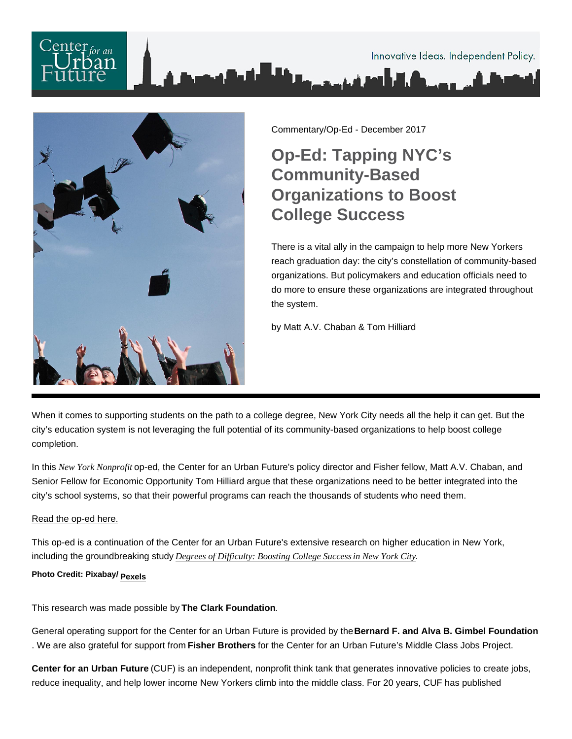Commentary/Op-Ed - December 2017

# Op-Ed: Tapping NYC's Community-Based Organizations to Boost College Success

There is a vital ally in the campaign to help more New Yorkers reach graduation day: the city's constellation of community-based organizations. But policymakers and education officials need to do more to ensure these organizations are integrated throughout the system.

by Matt A.V. Chaban & Tom Hilliard

When it comes to supporting students on the path to a college degree, New York City needs all the help it can get. But the city's education system is not leveraging the full potential of its community-based organizations to help boost college completion.

In this *New York Nonprofit* op-ed, the Center for an Urban Future's policy director and Fisher fellow, Matt A.V. Chaban, and Senior Fellow for Economic Opportunity Tom Hilliard argue that these organizations need to be better integrated into the city's school systems, so that their powerful programs can reach the thousands of students who need them.

Read the op-ed here.

This op-ed is a continuation of the Center for an Urban Future's extensive research on higher education in New York, including the groundbreaking study *Degrees of Difficulty: Boosting College Success in New York City*.

**Photo Credit: Pixabay/ Pexels**

This research was made possible by **The Clark Foundation**.

General operating support for the Center for an Urban Future is provided by the **Bernard F. and Alva B. Gimbel Foundation**. We are also grateful for support from **Fisher Brothers** for the Center for an Urban Future's Middle Class Jobs Project.

**Center for an Urban Future** (CUF) is an independent, nonprofit think tank that generates innovative policies to create jobs, reduce inequality, and help lower income New Yorkers climb into the middle class. For 20 years, CUF has published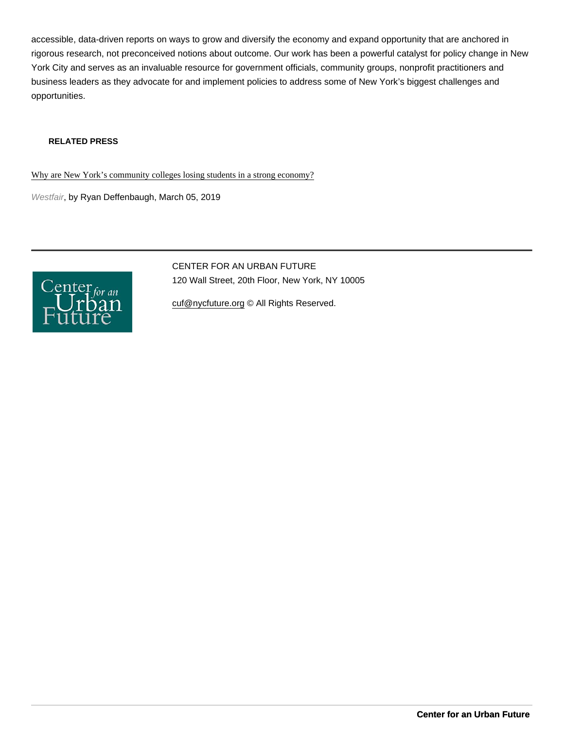accessible, data-driven reports on ways to grow and diversify the economy and expand opportunity that are anchored in rigorous research, not preconceived notions about outcome. Our work has been a powerful catalyst for policy change in New York City and serves as an invaluable resource for government officials, community groups, nonprofit practitioners and business leaders as they advocate for and implement policies to address some of New York's biggest challenges and opportunities.

**RELATED PRESS**

Why are New York's community colleges losing students in a strong economy?

*Westfair*, by Ryan Deffenbaugh, March 05, 2019

---

CENTER FOR AN URBAN FUTURE
120 Wall Street, 20th Floor, New York, NY 10005

cuf@nycfuture.org © All Rights Reserved.